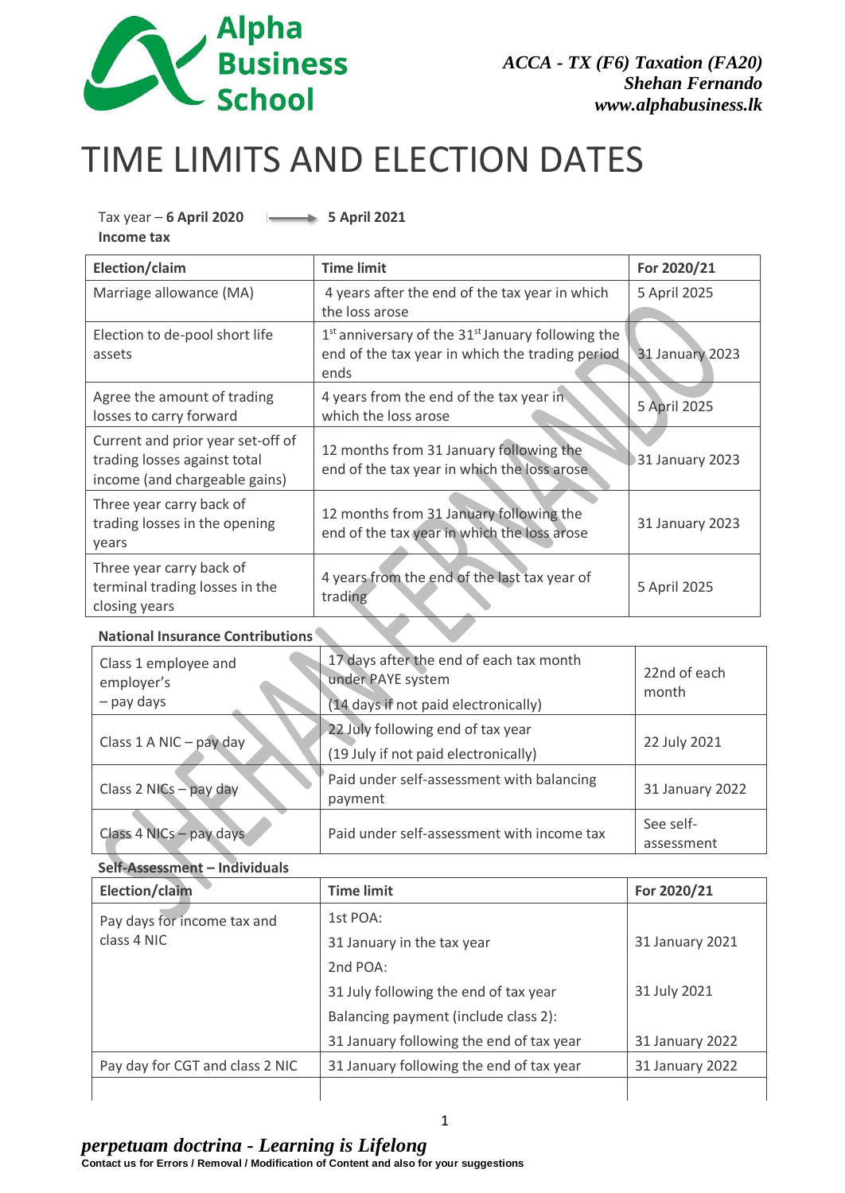# TIME LIMITS AND ELECTION DATES

Tax year – **6 April 2020** ⟶ **5 April 2021**

**Income tax**

| Election/claim | Time limit | For 2020/21 |
|---|---|---|
| Marriage allowance (MA) | 4 years after the end of the tax year in which the loss arose | 5 April 2025 |
| Election to de-pool short life assets | 1st anniversary of the 31st January following the end of the tax year in which the trading period ends | 31 January 2023 |
| Agree the amount of trading losses to carry forward | 4 years from the end of the tax year in which the loss arose | 5 April 2025 |
| Current and prior year set-off of trading losses against total income (and chargeable gains) | 12 months from 31 January following the end of the tax year in which the loss arose | 31 January 2023 |
| Three year carry back of trading losses in the opening years | 12 months from 31 January following the end of the tax year in which the loss arose | 31 January 2023 |
| Three year carry back of terminal trading losses in the closing years | 4 years from the end of the last tax year of trading | 5 April 2025 |

**National Insurance Contributions**

| | | |
|---|---|---|
| Class 1 employee and employer's – pay days | 17 days after the end of each tax month under PAYE system (14 days if not paid electronically) | 22nd of each month |
| Class 1 A NIC – pay day | 22 July following end of tax year (19 July if not paid electronically) | 22 July 2021 |
| Class 2 NICs – pay day | Paid under self-assessment with balancing payment | 31 January 2022 |
| Class 4 NICs – pay days | Paid under self-assessment with income tax | See self-assessment |

**Self-Assessment – Individuals**

| Election/claim | Time limit | For 2020/21 |
|---|---|---|
| Pay days for income tax and class 4 NIC | 1st POA: | |
| | 31 January in the tax year | 31 January 2021 |
| | 2nd POA: | |
| | 31 July following the end of tax year | 31 July 2021 |
| | Balancing payment (include class 2): | |
| | 31 January following the end of tax year | 31 January 2022 |
| Pay day for CGT and class 2 NIC | 31 January following the end of tax year | 31 January 2022 |
| | | |

*perpetuam doctrina - Learning is Lifelong*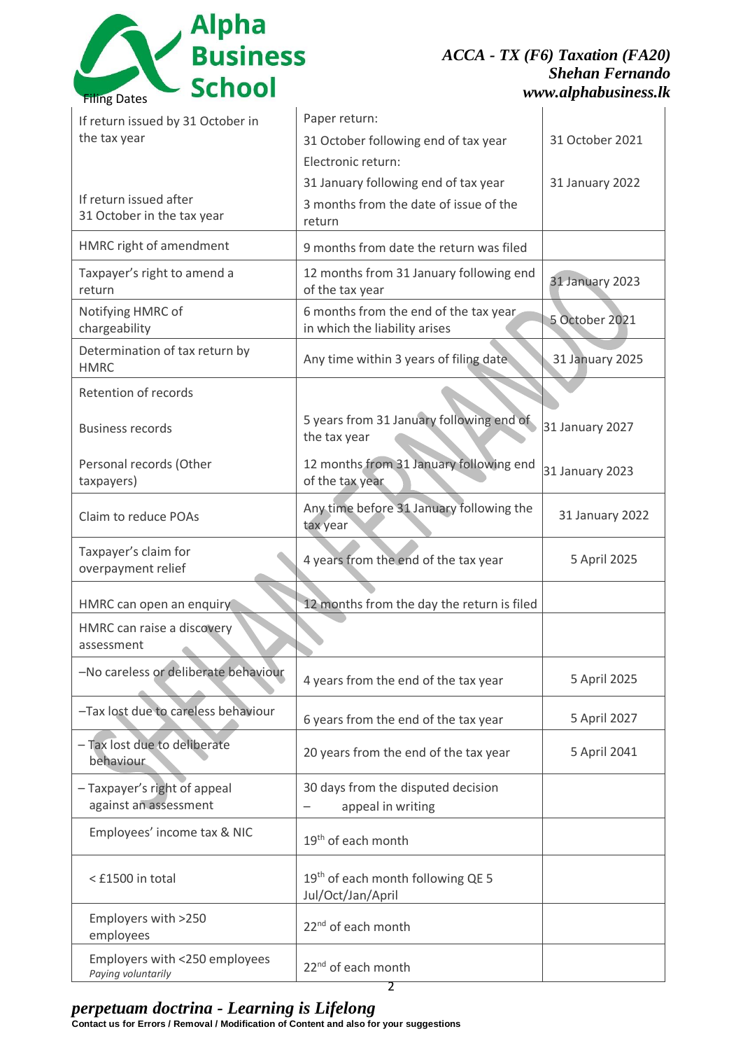Filing Dates

| | | |
|---|---|---|
| If return issued by 31 October in the tax year | Paper return: 31 October following end of tax year | 31 October 2021 |
| | Electronic return: 31 January following end of tax year | 31 January 2022 |
| If return issued after 31 October in the tax year | 3 months from the date of issue of the return | |
| HMRC right of amendment | 9 months from date the return was filed | |
| Taxpayer's right to amend a return | 12 months from 31 January following end of the tax year | 31 January 2023 |
| Notifying HMRC of chargeability | 6 months from the end of the tax year in which the liability arises | 5 October 2021 |
| Determination of tax return by HMRC | Any time within 3 years of filing date | 31 January 2025 |
| Retention of records | | |
| Business records | 5 years from 31 January following end of the tax year | 31 January 2027 |
| Personal records (Other taxpayers) | 12 months from 31 January following end of the tax year | 31 January 2023 |
| Claim to reduce POAs | Any time before 31 January following the tax year | 31 January 2022 |
| Taxpayer's claim for overpayment relief | 4 years from the end of the tax year | 5 April 2025 |
| HMRC can open an enquiry | 12 months from the day the return is filed | |
| HMRC can raise a discovery assessment | | |
| –No careless or deliberate behaviour | 4 years from the end of the tax year | 5 April 2025 |
| –Tax lost due to careless behaviour | 6 years from the end of the tax year | 5 April 2027 |
| – Tax lost due to deliberate behaviour | 20 years from the end of the tax year | 5 April 2041 |
| – Taxpayer's right of appeal against an assessment | 30 days from the disputed decision – appeal in writing | |
| Employees' income tax & NIC | 19th of each month | |
| < £1500 in total | 19th of each month following QE 5 Jul/Oct/Jan/April | |
| Employers with >250 employees | 22nd of each month | |
| Employers with <250 employees *Paying voluntarily* | 22nd of each month | |

*perpetuam doctrina - Learning is Lifelong*

**Contact us for Errors / Removal / Modification of Content and also for your suggestions**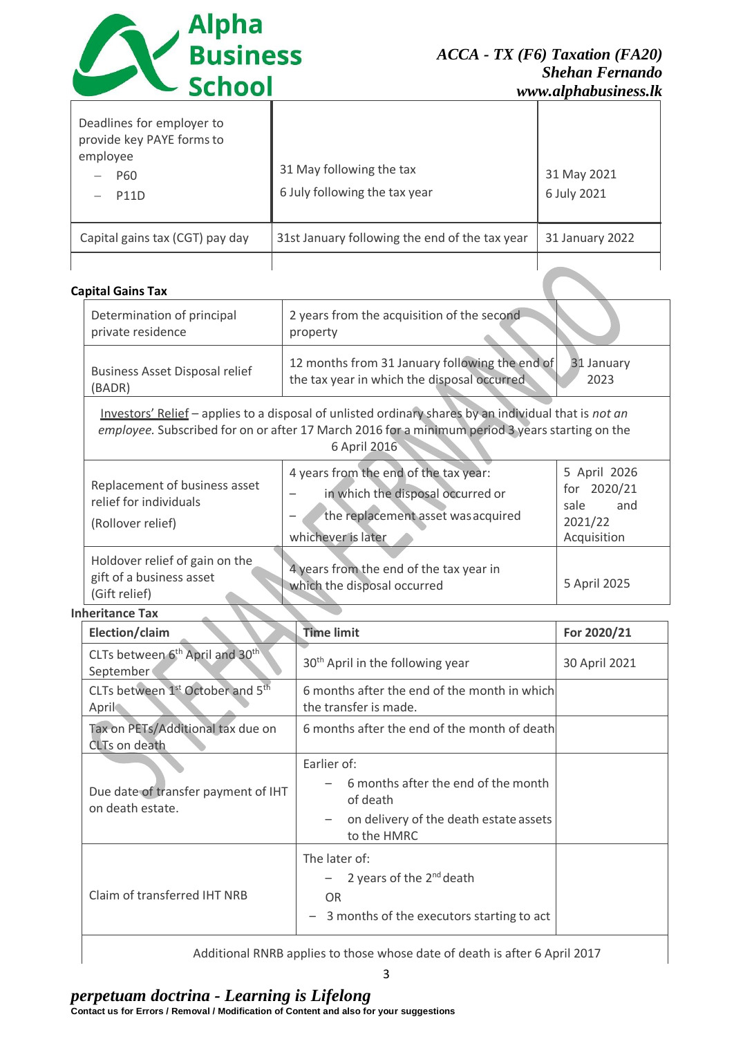| | | |
|---|---|---|
| Deadlines for employer to provide key PAYE forms to employee<br>– P60<br>– P11D | 31 May following the tax<br>6 July following the tax year | 31 May 2021<br>6 July 2021 |
| Capital gains tax (CGT) pay day | 31st January following the end of the tax year | 31 January 2022 |
| | | |

**Capital Gains Tax**

| | | |
|---|---|---|
| Determination of principal private residence | 2 years from the acquisition of the second property | |
| Business Asset Disposal relief (BADR) | 12 months from 31 January following the end of the tax year in which the disposal occurred | 31 January 2023 |
| Investors' Relief – applies to a disposal of unlisted ordinary shares by an individual that is *not an employee.* Subscribed for on or after 17 March 2016 for a minimum period 3 years starting on the 6 April 2016 | | |
| Replacement of business asset relief for individuals<br>(Rollover relief) | 4 years from the end of the tax year:<br>– in which the disposal occurred or<br>– the replacement asset was acquired<br>whichever is later | 5 April 2026 for 2020/21 sale and 2021/22 Acquisition |
| Holdover relief of gain on the gift of a business asset<br>(Gift relief) | 4 years from the end of the tax year in which the disposal occurred | 5 April 2025 |

**Inheritance Tax**

| Election/claim | Time limit | For 2020/21 |
|---|---|---|
| CLTs between 6th April and 30th September | 30th April in the following year | 30 April 2021 |
| CLTs between 1st October and 5th April | 6 months after the end of the month in which the transfer is made. | |
| Tax on PETs/Additional tax due on CLTs on death | 6 months after the end of the month of death | |
| Due date of transfer payment of IHT on death estate. | Earlier of:<br>– 6 months after the end of the month of death<br>– on delivery of the death estate assets to the HMRC | |
| Claim of transferred IHT NRB | The later of:<br>– 2 years of the 2nd death<br>OR<br>– 3 months of the executors starting to act | |
| Additional RNRB applies to those whose date of death is after 6 April 2017 | | |

*perpetuam doctrina - Learning is Lifelong*

**Contact us for Errors / Removal / Modification of Content and also for your suggestions**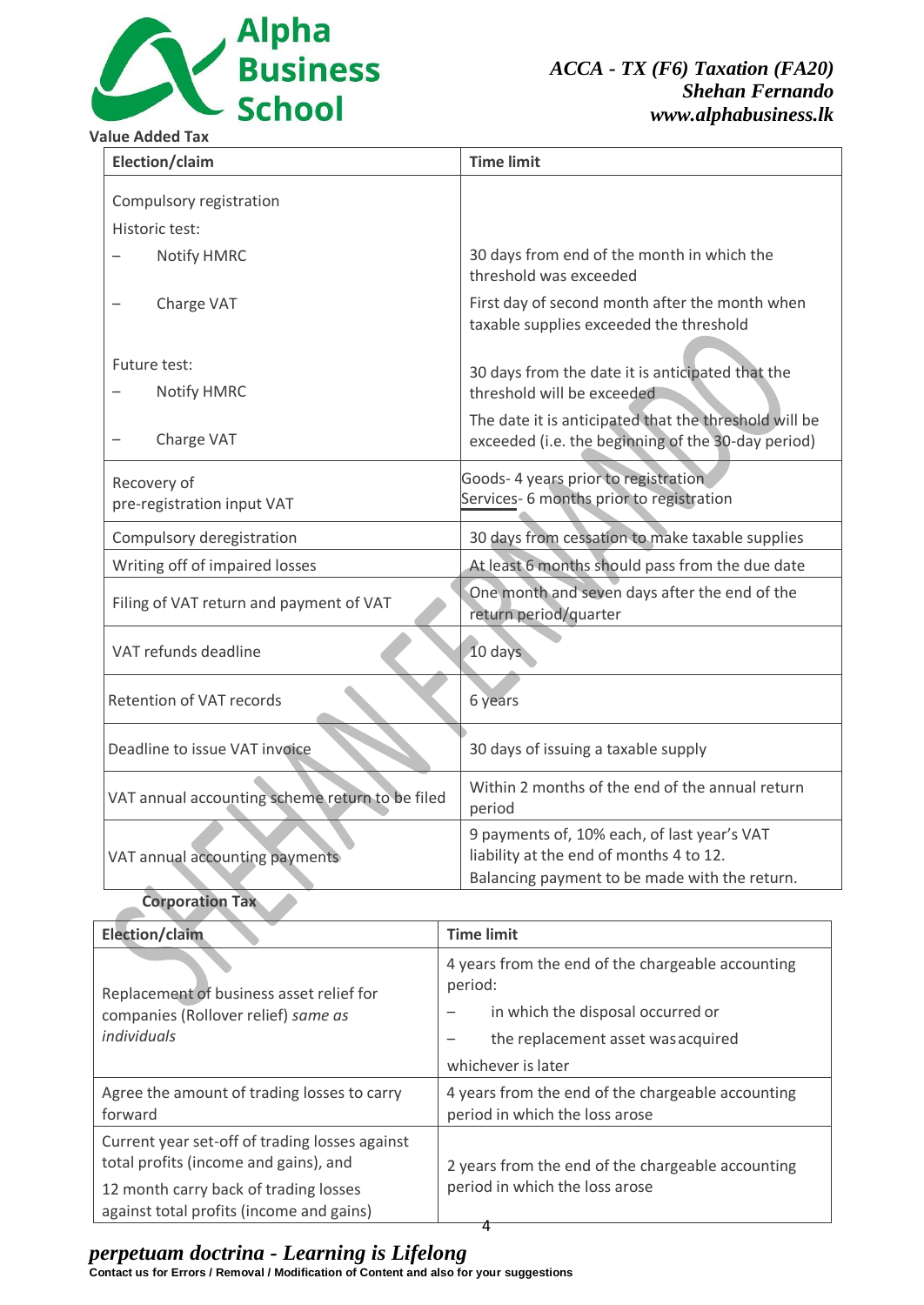## Value Added Tax

| Election/claim | Time limit |
| --- | --- |
| Compulsory registration<br>Historic test:<br>– Notify HMRC<br>– Charge VAT<br><br>Future test:<br>– Notify HMRC<br>– Charge VAT | <br><br>30 days from end of the month in which the threshold was exceeded<br>First day of second month after the month when taxable supplies exceeded the threshold<br><br>30 days from the date it is anticipated that the threshold will be exceeded<br>The date it is anticipated that the threshold will be exceeded (i.e. the beginning of the 30-day period) |
| Recovery of pre-registration input VAT | Goods- 4 years prior to registration<br>Services- 6 months prior to registration |
| Compulsory deregistration | 30 days from cessation to make taxable supplies |
| Writing off of impaired losses | At least 6 months should pass from the due date |
| Filing of VAT return and payment of VAT | One month and seven days after the end of the return period/quarter |
| VAT refunds deadline | 10 days |
| Retention of VAT records | 6 years |
| Deadline to issue VAT invoice | 30 days of issuing a taxable supply |
| VAT annual accounting scheme return to be filed | Within 2 months of the end of the annual return period |
| VAT annual accounting payments | 9 payments of, 10% each, of last year's VAT liability at the end of months 4 to 12.<br>Balancing payment to be made with the return. |

## Corporation Tax

| Election/claim | Time limit |
| --- | --- |
| Replacement of business asset relief for companies (Rollover relief) *same as individuals* | 4 years from the end of the chargeable accounting period:<br>– in which the disposal occurred or<br>– the replacement asset was acquired<br>whichever is later |
| Agree the amount of trading losses to carry forward | 4 years from the end of the chargeable accounting period in which the loss arose |
| Current year set-off of trading losses against total profits (income and gains), and<br>12 month carry back of trading losses against total profits (income and gains) | 2 years from the end of the chargeable accounting period in which the loss arose |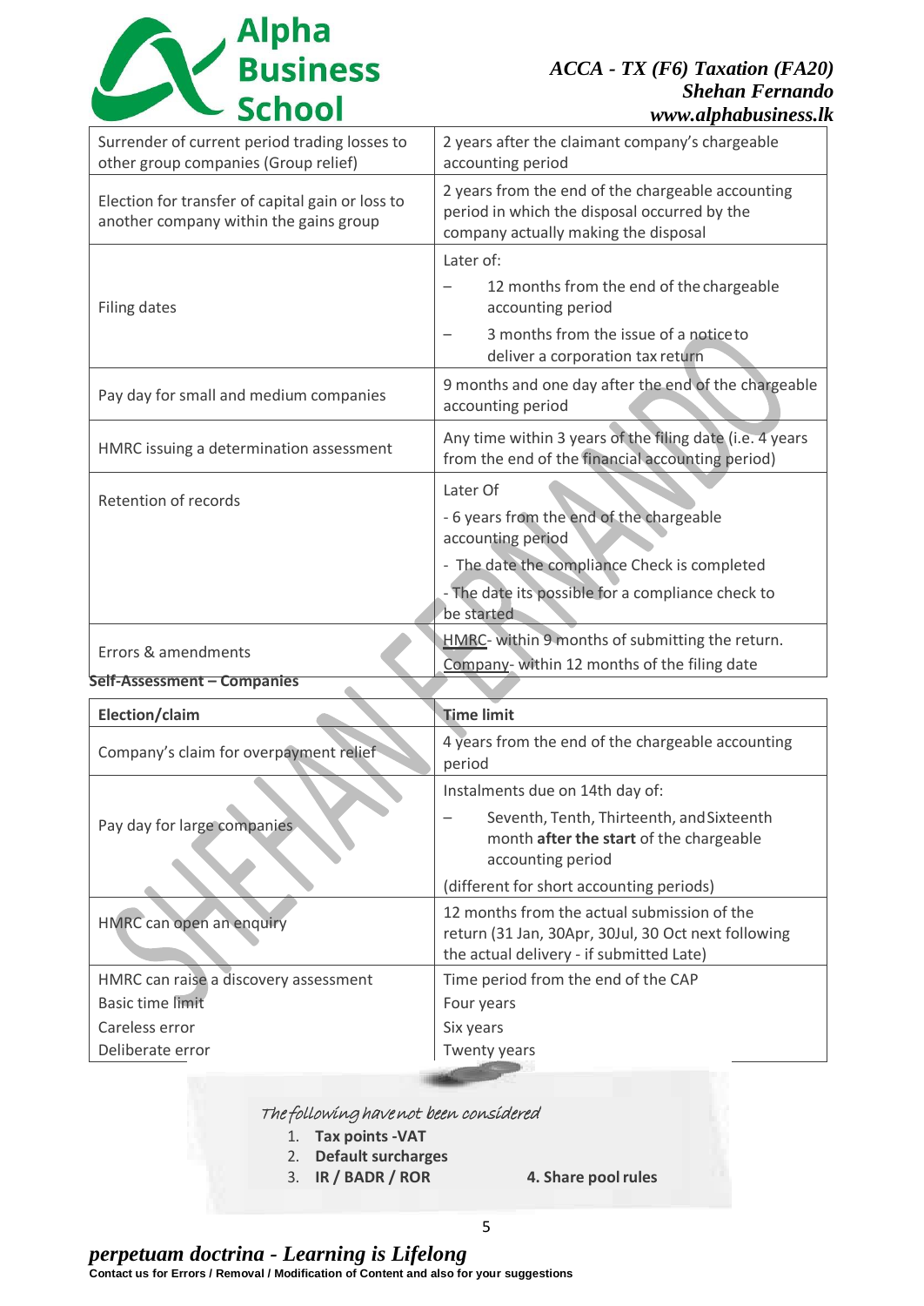| | |
|---|---|
| Surrender of current period trading losses to other group companies (Group relief) | 2 years after the claimant company's chargeable accounting period |
| Election for transfer of capital gain or loss to another company within the gains group | 2 years from the end of the chargeable accounting period in which the disposal occurred by the company actually making the disposal |
| Filing dates | Later of: – 12 months from the end of the chargeable accounting period – 3 months from the issue of a notice to deliver a corporation tax return |
| Pay day for small and medium companies | 9 months and one day after the end of the chargeable accounting period |
| HMRC issuing a determination assessment | Any time within 3 years of the filing date (i.e. 4 years from the end of the financial accounting period) |
| Retention of records | Later Of - 6 years from the end of the chargeable accounting period - The date the compliance Check is completed - The date its possible for a compliance check to be started |
| Errors & amendments | HMRC- within 9 months of submitting the return. Company- within 12 months of the filing date |

**Self-Assessment – Companies**

| Election/claim | Time limit |
|---|---|
| Company's claim for overpayment relief | 4 years from the end of the chargeable accounting period |
| Pay day for large companies | Instalments due on 14th day of: – Seventh, Tenth, Thirteenth, and Sixteenth month **after the start** of the chargeable accounting period (different for short accounting periods) |
| HMRC can open an enquiry | 12 months from the actual submission of the return (31 Jan, 30Apr, 30Jul, 30 Oct next following the actual delivery - if submitted Late) |
| HMRC can raise a discovery assessment | Time period from the end of the CAP |
| Basic time limit | Four years |
| Careless error | Six years |
| Deliberate error | Twenty years |

*The following have not been considered*

1. **Tax points -VAT**
2. **Default surcharges**
3. **IR / BADR / ROR**
4. **Share pool rules**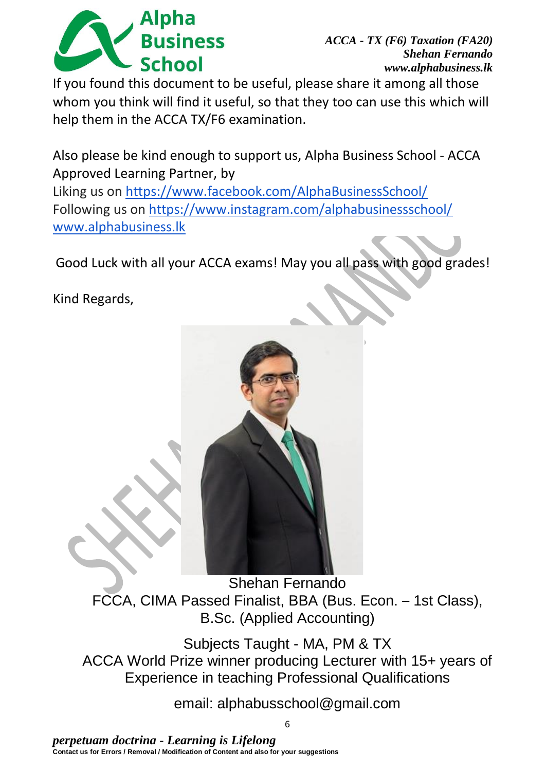If you found this document to be useful, please share it among all those whom you think will find it useful, so that they too can use this which will help them in the ACCA TX/F6 examination.

Also please be kind enough to support us, Alpha Business School - ACCA Approved Learning Partner, by
Liking us on https://www.facebook.com/AlphaBusinessSchool/
Following us on https://www.instagram.com/alphabusinessschool/
www.alphabusiness.lk

Good Luck with all your ACCA exams! May you all pass with good grades!

Kind Regards,

Shehan Fernando
FCCA, CIMA Passed Finalist, BBA (Bus. Econ. – 1st Class), B.Sc. (Applied Accounting)

Subjects Taught - MA, PM & TX
ACCA World Prize winner producing Lecturer with 15+ years of Experience in teaching Professional Qualifications

email: alphabusschool@gmail.com